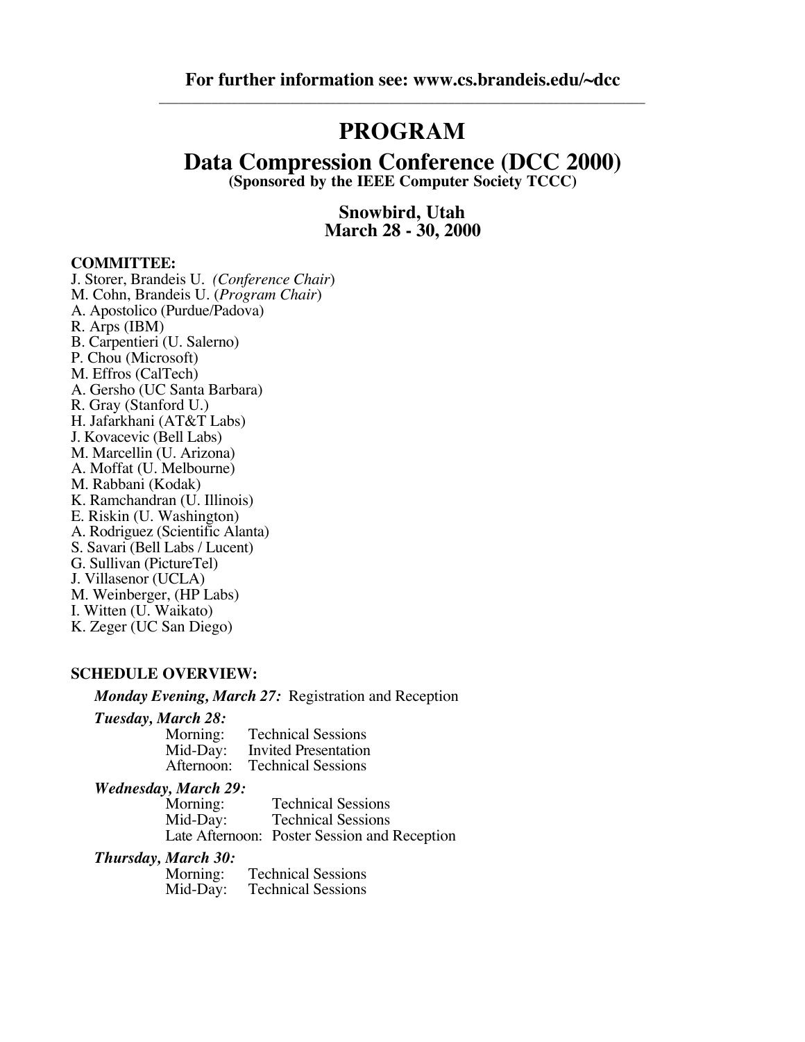**For further information see: www.cs.brandeis.edu/~dcc**

---

# PROGRAM

## Data Compression Conference (DCC 2000)

**(Sponsored by the IEEE Computer Society TCCC)**

### Snowbird, Utah
### March 28 - 30, 2000

**COMMITTEE:**

J. Storer, Brandeis U. *(Conference Chair)*
M. Cohn, Brandeis U. (*Program Chair*)
A. Apostolico (Purdue/Padova)
R. Arps (IBM)
B. Carpentieri (U. Salerno)
P. Chou (Microsoft)
M. Effros (CalTech)
A. Gersho (UC Santa Barbara)
R. Gray (Stanford U.)
H. Jafarkhani (AT&T Labs)
J. Kovacevic (Bell Labs)
M. Marcellin (U. Arizona)
A. Moffat (U. Melbourne)
M. Rabbani (Kodak)
K. Ramchandran (U. Illinois)
E. Riskin (U. Washington)
A. Rodriguez (Scientific Alanta)
S. Savari (Bell Labs / Lucent)
G. Sullivan (PictureTel)
J. Villasenor (UCLA)
M. Weinberger, (HP Labs)
I. Witten (U. Waikato)
K. Zeger (UC San Diego)

**SCHEDULE OVERVIEW:**

***Monday Evening, March 27:*** Registration and Reception

***Tuesday, March 28:***
- Morning: Technical Sessions
- Mid-Day: Invited Presentation
- Afternoon: Technical Sessions

***Wednesday, March 29:***
- Morning: Technical Sessions
- Mid-Day: Technical Sessions
- Late Afternoon: Poster Session and Reception

***Thursday, March 30:***
- Morning: Technical Sessions
- Mid-Day: Technical Sessions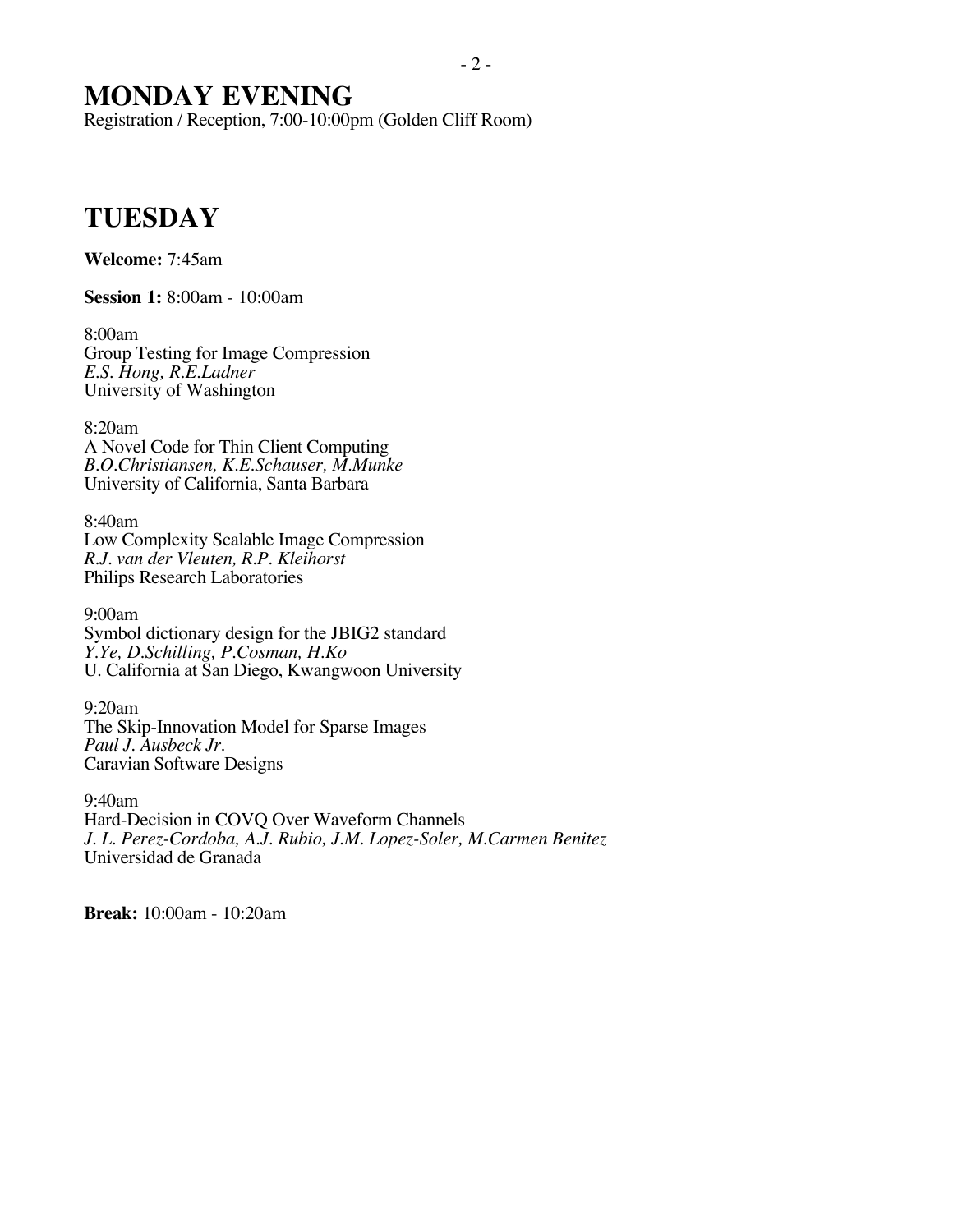# MONDAY EVENING

Registration / Reception, 7:00-10:00pm (Golden Cliff Room)

# TUESDAY

**Welcome:** 7:45am

**Session 1:** 8:00am - 10:00am

8:00am
Group Testing for Image Compression
*E.S. Hong, R.E.Ladner*
University of Washington

8:20am
A Novel Code for Thin Client Computing
*B.O.Christiansen, K.E.Schauser, M.Munke*
University of California, Santa Barbara

8:40am
Low Complexity Scalable Image Compression
*R.J. van der Vleuten, R.P. Kleihorst*
Philips Research Laboratories

9:00am
Symbol dictionary design for the JBIG2 standard
*Y.Ye, D.Schilling, P.Cosman, H.Ko*
U. California at San Diego, Kwangwoon University

9:20am
The Skip-Innovation Model for Sparse Images
*Paul J. Ausbeck Jr.*
Caravian Software Designs

9:40am
Hard-Decision in COVQ Over Waveform Channels
*J. L. Perez-Cordoba, A.J. Rubio, J.M. Lopez-Soler, M.Carmen Benitez*
Universidad de Granada

**Break:** 10:00am - 10:20am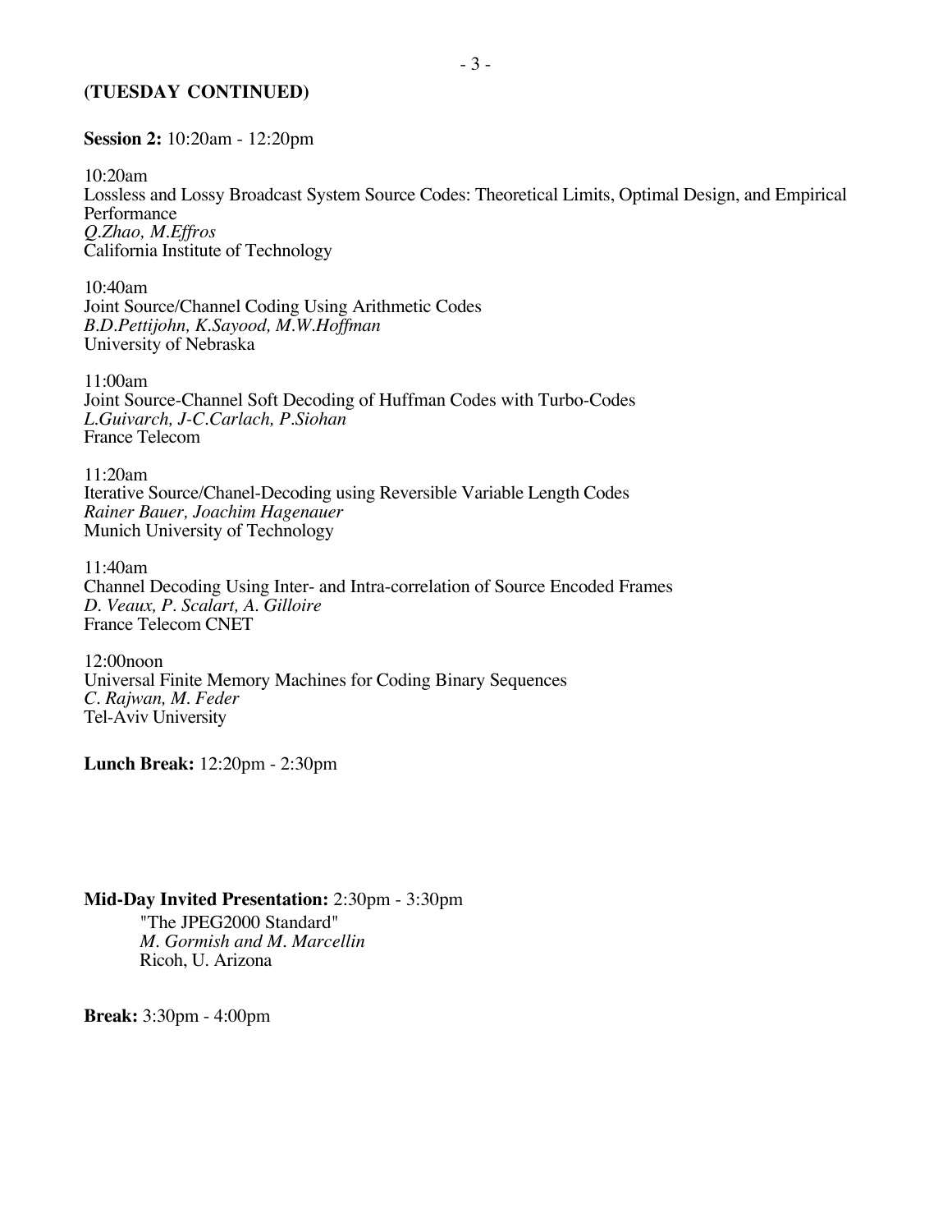**(TUESDAY CONTINUED)**

**Session 2:** 10:20am - 12:20pm

10:20am
Lossless and Lossy Broadcast System Source Codes: Theoretical Limits, Optimal Design, and Empirical Performance
*Q.Zhao, M.Effros*
California Institute of Technology

10:40am
Joint Source/Channel Coding Using Arithmetic Codes
*B.D.Pettijohn, K.Sayood, M.W.Hoffman*
University of Nebraska

11:00am
Joint Source-Channel Soft Decoding of Huffman Codes with Turbo-Codes
*L.Guivarch, J-C.Carlach, P.Siohan*
France Telecom

11:20am
Iterative Source/Chanel-Decoding using Reversible Variable Length Codes
*Rainer Bauer, Joachim Hagenauer*
Munich University of Technology

11:40am
Channel Decoding Using Inter- and Intra-correlation of Source Encoded Frames
*D. Veaux, P. Scalart, A. Gilloire*
France Telecom CNET

12:00noon
Universal Finite Memory Machines for Coding Binary Sequences
*C. Rajwan, M. Feder*
Tel-Aviv University

**Lunch Break:** 12:20pm - 2:30pm

**Mid-Day Invited Presentation:** 2:30pm - 3:30pm

"The JPEG2000 Standard"
*M. Gormish and M. Marcellin*
Ricoh, U. Arizona

**Break:** 3:30pm - 4:00pm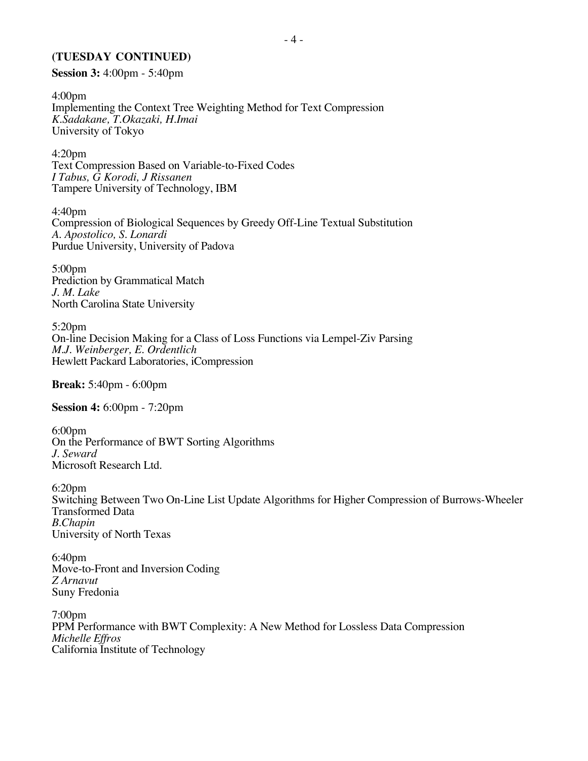**(TUESDAY CONTINUED)**

**Session 3:** 4:00pm - 5:40pm

4:00pm
Implementing the Context Tree Weighting Method for Text Compression
*K.Sadakane, T.Okazaki, H.Imai*
University of Tokyo

4:20pm
Text Compression Based on Variable-to-Fixed Codes
*I Tabus, G Korodi, J Rissanen*
Tampere University of Technology, IBM

4:40pm
Compression of Biological Sequences by Greedy Off-Line Textual Substitution
*A. Apostolico, S. Lonardi*
Purdue University, University of Padova

5:00pm
Prediction by Grammatical Match
*J. M. Lake*
North Carolina State University

5:20pm
On-line Decision Making for a Class of Loss Functions via Lempel-Ziv Parsing
*M.J. Weinberger, E. Ordentlich*
Hewlett Packard Laboratories, iCompression

**Break:** 5:40pm - 6:00pm

**Session 4:** 6:00pm - 7:20pm

6:00pm
On the Performance of BWT Sorting Algorithms
*J. Seward*
Microsoft Research Ltd.

6:20pm
Switching Between Two On-Line List Update Algorithms for Higher Compression of Burrows-Wheeler Transformed Data
*B.Chapin*
University of North Texas

6:40pm
Move-to-Front and Inversion Coding
*Z Arnavut*
Suny Fredonia

7:00pm
PPM Performance with BWT Complexity: A New Method for Lossless Data Compression
*Michelle Effros*
California Institute of Technology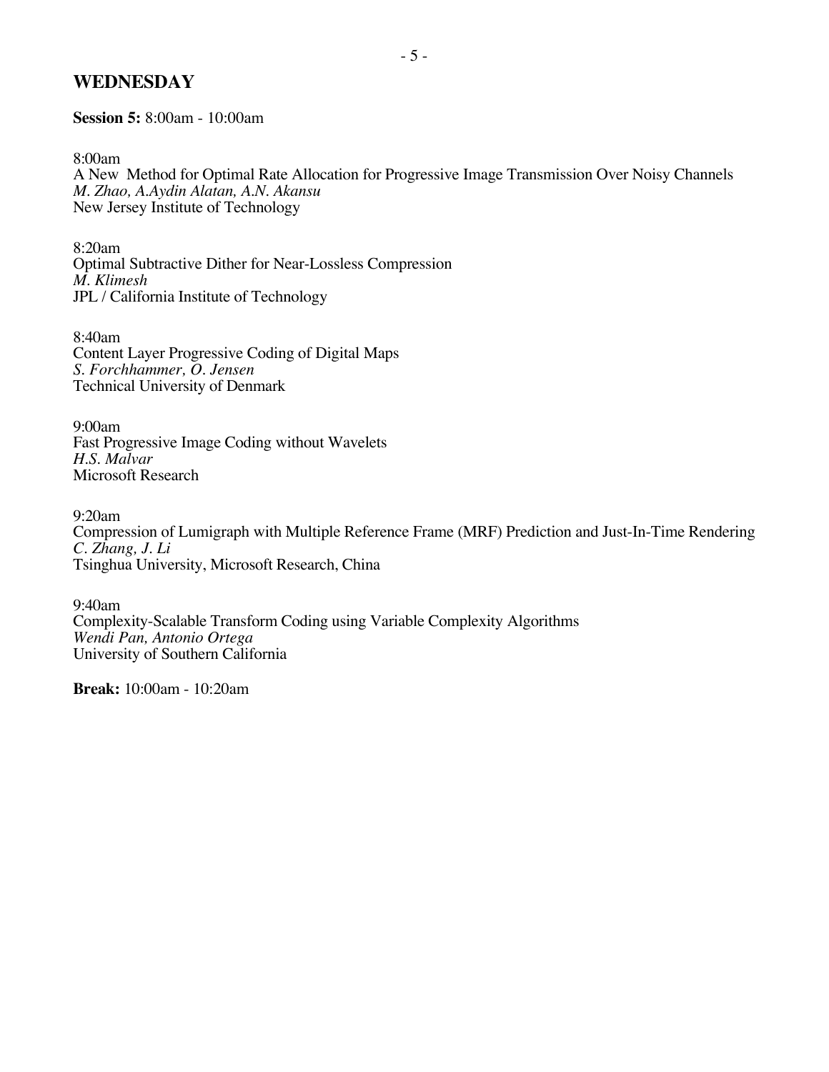## WEDNESDAY

**Session 5:** 8:00am - 10:00am

8:00am
A New Method for Optimal Rate Allocation for Progressive Image Transmission Over Noisy Channels
*M. Zhao, A.Aydin Alatan, A.N. Akansu*
New Jersey Institute of Technology

8:20am
Optimal Subtractive Dither for Near-Lossless Compression
*M. Klimesh*
JPL / California Institute of Technology

8:40am
Content Layer Progressive Coding of Digital Maps
*S. Forchhammer, O. Jensen*
Technical University of Denmark

9:00am
Fast Progressive Image Coding without Wavelets
*H.S. Malvar*
Microsoft Research

9:20am
Compression of Lumigraph with Multiple Reference Frame (MRF) Prediction and Just-In-Time Rendering
*C. Zhang, J. Li*
Tsinghua University, Microsoft Research, China

9:40am
Complexity-Scalable Transform Coding using Variable Complexity Algorithms
*Wendi Pan, Antonio Ortega*
University of Southern California

**Break:** 10:00am - 10:20am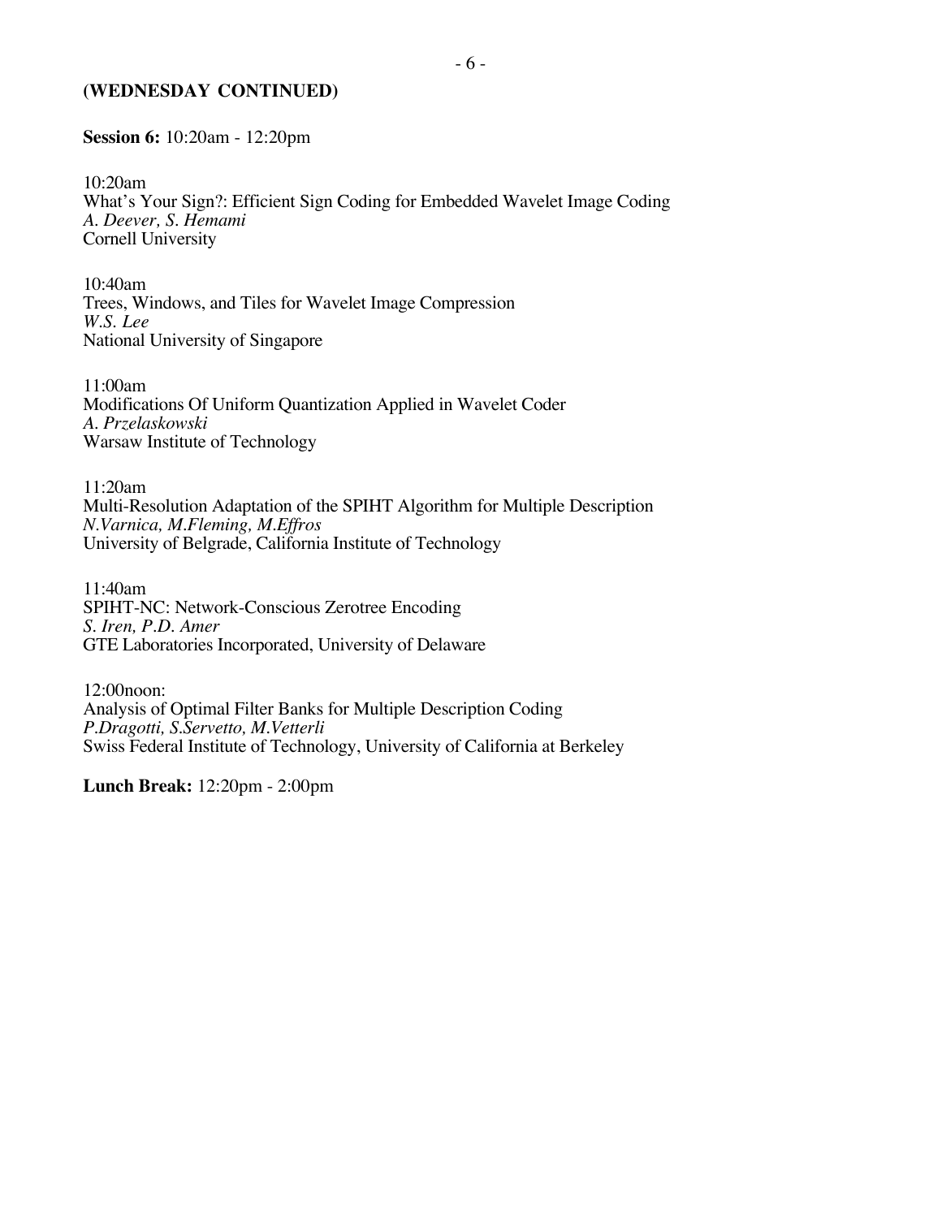**(WEDNESDAY CONTINUED)**

**Session 6:** 10:20am - 12:20pm

10:20am
What's Your Sign?: Efficient Sign Coding for Embedded Wavelet Image Coding
*A. Deever, S. Hemami*
Cornell University

10:40am
Trees, Windows, and Tiles for Wavelet Image Compression
*W.S. Lee*
National University of Singapore

11:00am
Modifications Of Uniform Quantization Applied in Wavelet Coder
*A. Przelaskowski*
Warsaw Institute of Technology

11:20am
Multi-Resolution Adaptation of the SPIHT Algorithm for Multiple Description
*N.Varnica, M.Fleming, M.Effros*
University of Belgrade, California Institute of Technology

11:40am
SPIHT-NC: Network-Conscious Zerotree Encoding
*S. Iren, P.D. Amer*
GTE Laboratories Incorporated, University of Delaware

12:00noon:
Analysis of Optimal Filter Banks for Multiple Description Coding
*P.Dragotti, S.Servetto, M.Vetterli*
Swiss Federal Institute of Technology, University of California at Berkeley

**Lunch Break:** 12:20pm - 2:00pm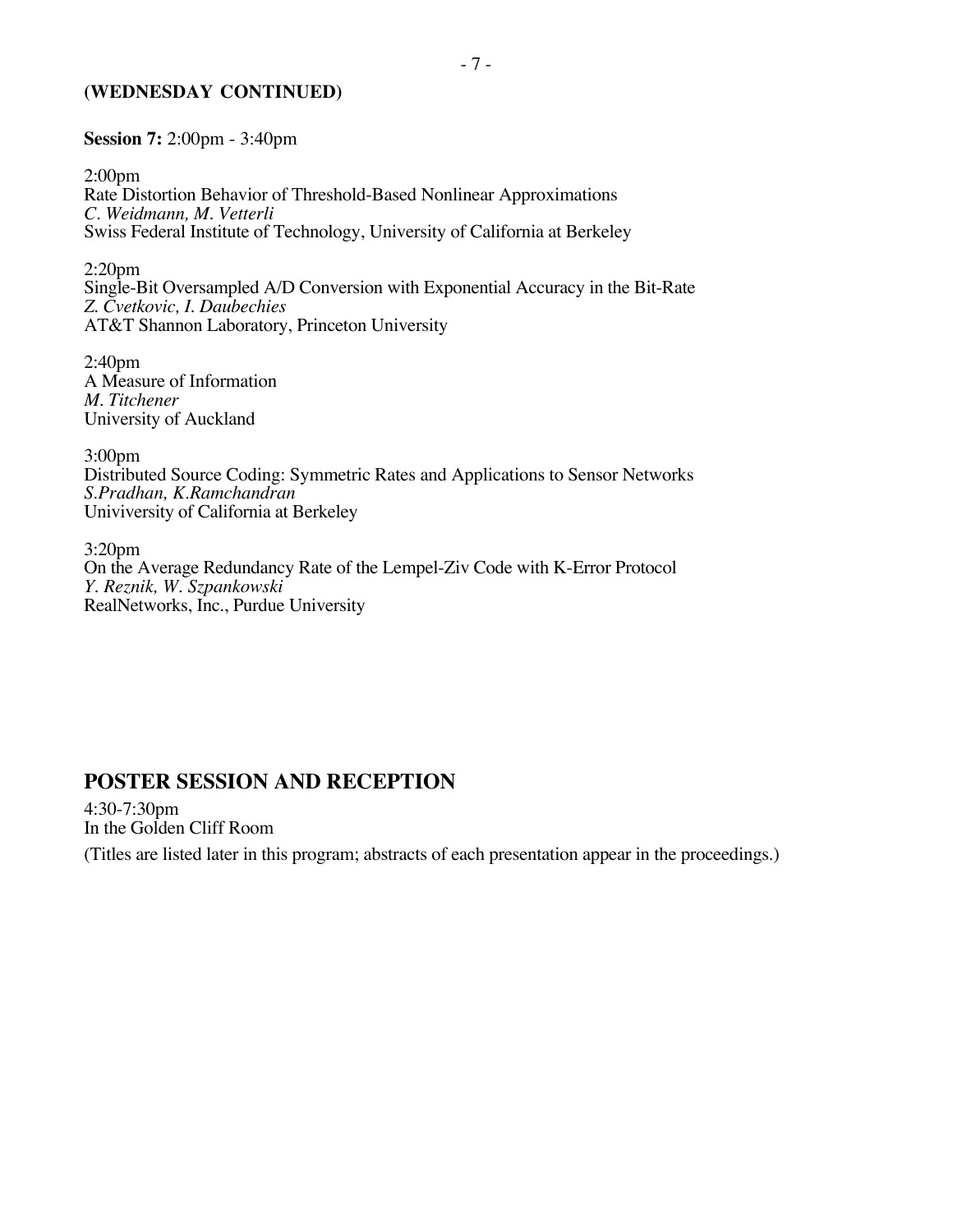**(WEDNESDAY CONTINUED)**

**Session 7:** 2:00pm - 3:40pm

2:00pm
Rate Distortion Behavior of Threshold-Based Nonlinear Approximations
*C. Weidmann, M. Vetterli*
Swiss Federal Institute of Technology, University of California at Berkeley

2:20pm
Single-Bit Oversampled A/D Conversion with Exponential Accuracy in the Bit-Rate
*Z. Cvetkovic, I. Daubechies*
AT&T Shannon Laboratory, Princeton University

2:40pm
A Measure of Information
*M. Titchener*
University of Auckland

3:00pm
Distributed Source Coding: Symmetric Rates and Applications to Sensor Networks
*S.Pradhan, K.Ramchandran*
Univiversity of California at Berkeley

3:20pm
On the Average Redundancy Rate of the Lempel-Ziv Code with K-Error Protocol
*Y. Reznik, W. Szpankowski*
RealNetworks, Inc., Purdue University

## POSTER SESSION AND RECEPTION

4:30-7:30pm
In the Golden Cliff Room

(Titles are listed later in this program; abstracts of each presentation appear in the proceedings.)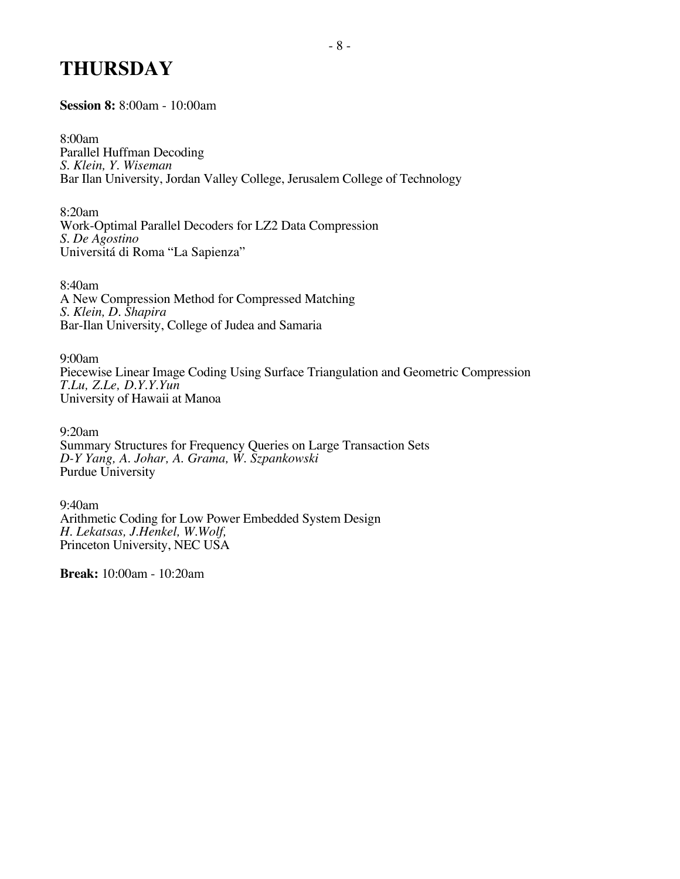# THURSDAY

**Session 8:** 8:00am - 10:00am

8:00am
Parallel Huffman Decoding
*S. Klein, Y. Wiseman*
Bar Ilan University, Jordan Valley College, Jerusalem College of Technology

8:20am
Work-Optimal Parallel Decoders for LZ2 Data Compression
*S. De Agostino*
Universitá di Roma "La Sapienza"

8:40am
A New Compression Method for Compressed Matching
*S. Klein, D. Shapira*
Bar-Ilan University, College of Judea and Samaria

9:00am
Piecewise Linear Image Coding Using Surface Triangulation and Geometric Compression
*T.Lu, Z.Le, D.Y.Y.Yun*
University of Hawaii at Manoa

9:20am
Summary Structures for Frequency Queries on Large Transaction Sets
*D-Y Yang, A. Johar, A. Grama, W. Szpankowski*
Purdue University

9:40am
Arithmetic Coding for Low Power Embedded System Design
*H. Lekatsas, J.Henkel, W.Wolf,*
Princeton University, NEC USA

**Break:** 10:00am - 10:20am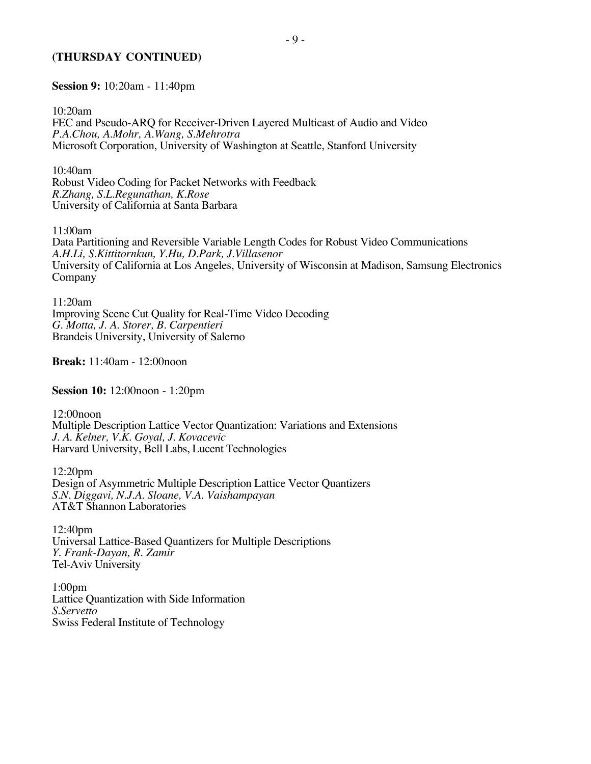**(THURSDAY CONTINUED)**

**Session 9:** 10:20am - 11:40pm

10:20am
FEC and Pseudo-ARQ for Receiver-Driven Layered Multicast of Audio and Video
*P.A.Chou, A.Mohr, A.Wang, S.Mehrotra*
Microsoft Corporation, University of Washington at Seattle, Stanford University

10:40am
Robust Video Coding for Packet Networks with Feedback
*R.Zhang, S.L.Regunathan, K.Rose*
University of California at Santa Barbara

11:00am
Data Partitioning and Reversible Variable Length Codes for Robust Video Communications
*A.H.Li, S.Kittitornkun, Y.Hu, D.Park, J.Villasenor*
University of California at Los Angeles, University of Wisconsin at Madison, Samsung Electronics Company

11:20am
Improving Scene Cut Quality for Real-Time Video Decoding
*G. Motta, J. A. Storer, B. Carpentieri*
Brandeis University, University of Salerno

**Break:** 11:40am - 12:00noon

**Session 10:** 12:00noon - 1:20pm

12:00noon
Multiple Description Lattice Vector Quantization: Variations and Extensions
*J. A. Kelner, V.K. Goyal, J. Kovacevic*
Harvard University, Bell Labs, Lucent Technologies

12:20pm
Design of Asymmetric Multiple Description Lattice Vector Quantizers
*S.N. Diggavi, N.J.A. Sloane, V.A. Vaishampayan*
AT&T Shannon Laboratories

12:40pm
Universal Lattice-Based Quantizers for Multiple Descriptions
*Y. Frank-Dayan, R. Zamir*
Tel-Aviv University

1:00pm
Lattice Quantization with Side Information
*S.Servetto*
Swiss Federal Institute of Technology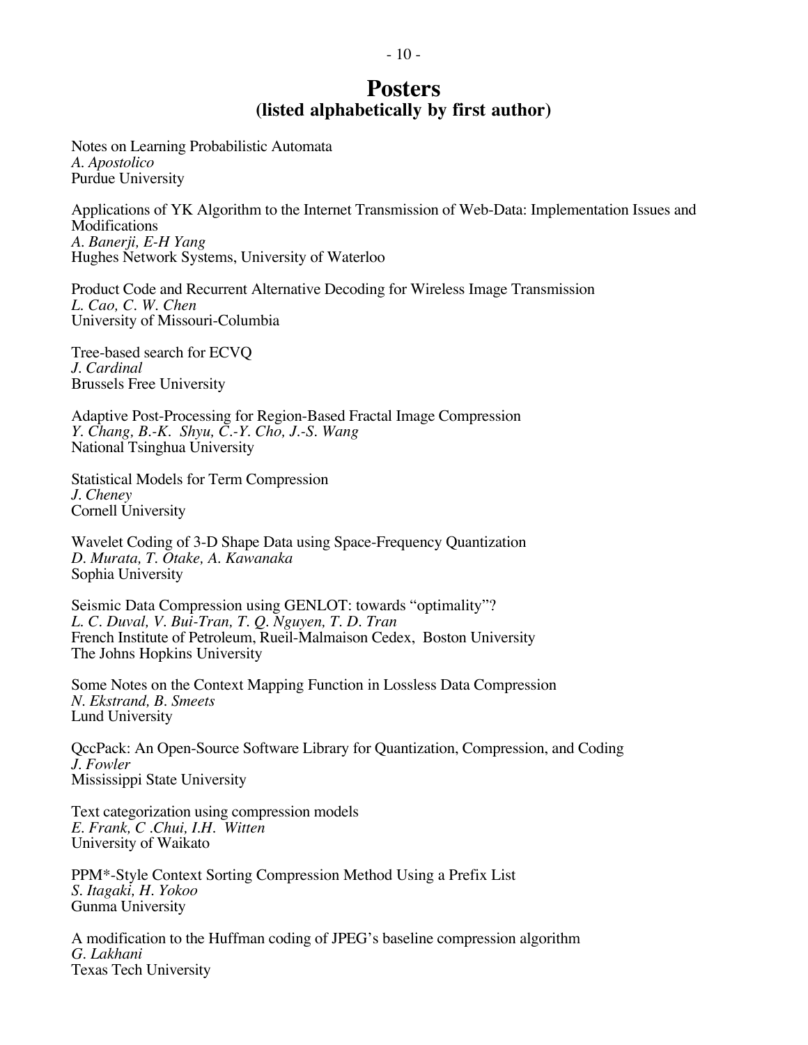# Posters
## (listed alphabetically by first author)

Notes on Learning Probabilistic Automata
*A. Apostolico*
Purdue University

Applications of YK Algorithm to the Internet Transmission of Web-Data: Implementation Issues and Modifications
*A. Banerji, E-H Yang*
Hughes Network Systems, University of Waterloo

Product Code and Recurrent Alternative Decoding for Wireless Image Transmission
*L. Cao, C. W. Chen*
University of Missouri-Columbia

Tree-based search for ECVQ
*J. Cardinal*
Brussels Free University

Adaptive Post-Processing for Region-Based Fractal Image Compression
*Y. Chang, B.-K. Shyu, C.-Y. Cho, J.-S. Wang*
National Tsinghua University

Statistical Models for Term Compression
*J. Cheney*
Cornell University

Wavelet Coding of 3-D Shape Data using Space-Frequency Quantization
*D. Murata, T. Otake, A. Kawanaka*
Sophia University

Seismic Data Compression using GENLOT: towards “optimality”?
*L. C. Duval, V. Bui-Tran, T. Q. Nguyen, T. D. Tran*
French Institute of Petroleum, Rueil-Malmaison Cedex, Boston University
The Johns Hopkins University

Some Notes on the Context Mapping Function in Lossless Data Compression
*N. Ekstrand, B. Smeets*
Lund University

QccPack: An Open-Source Software Library for Quantization, Compression, and Coding
*J. Fowler*
Mississippi State University

Text categorization using compression models
*E. Frank, C .Chui, I.H. Witten*
University of Waikato

PPM*-Style Context Sorting Compression Method Using a Prefix List
*S. Itagaki, H. Yokoo*
Gunma University

A modification to the Huffman coding of JPEG’s baseline compression algorithm
*G. Lakhani*
Texas Tech University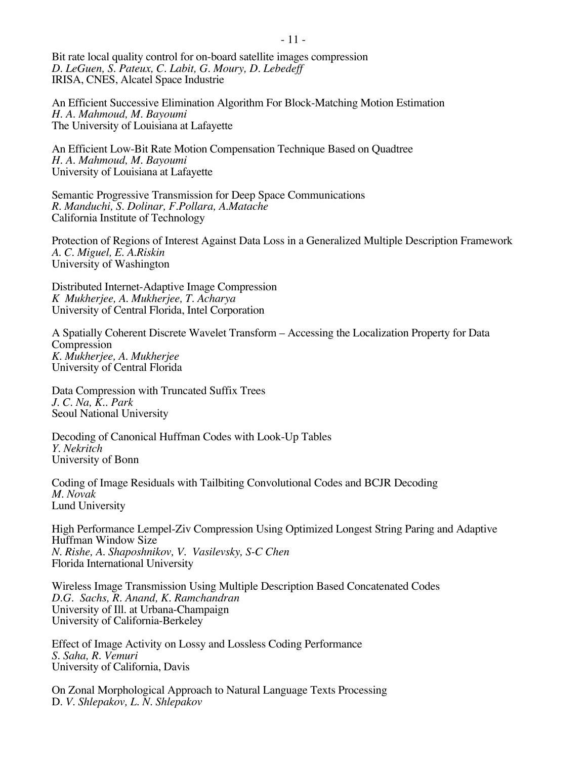Bit rate local quality control for on-board satellite images compression
*D. LeGuen, S. Pateux, C. Labit, G. Moury, D. Lebedeff*
IRISA, CNES, Alcatel Space Industrie

An Efficient Successive Elimination Algorithm For Block-Matching Motion Estimation
*H. A. Mahmoud, M. Bayoumi*
The University of Louisiana at Lafayette

An Efficient Low-Bit Rate Motion Compensation Technique Based on Quadtree
*H. A. Mahmoud, M. Bayoumi*
University of Louisiana at Lafayette

Semantic Progressive Transmission for Deep Space Communications
*R. Manduchi, S. Dolinar, F.Pollara, A.Matache*
California Institute of Technology

Protection of Regions of Interest Against Data Loss in a Generalized Multiple Description Framework
*A. C. Miguel, E. A.Riskin*
University of Washington

Distributed Internet-Adaptive Image Compression
*K Mukherjee, A. Mukherjee, T. Acharya*
University of Central Florida, Intel Corporation

A Spatially Coherent Discrete Wavelet Transform – Accessing the Localization Property for Data Compression
*K. Mukherjee, A. Mukherjee*
University of Central Florida

Data Compression with Truncated Suffix Trees
*J. C. Na, K.. Park*
Seoul National University

Decoding of Canonical Huffman Codes with Look-Up Tables
*Y. Nekritch*
University of Bonn

Coding of Image Residuals with Tailbiting Convolutional Codes and BCJR Decoding
*M. Novak*
Lund University

High Performance Lempel-Ziv Compression Using Optimized Longest String Paring and Adaptive Huffman Window Size
*N. Rishe, A. Shaposhnikov, V. Vasilevsky, S-C Chen*
Florida International University

Wireless Image Transmission Using Multiple Description Based Concatenated Codes
*D.G. Sachs, R. Anand, K. Ramchandran*
University of Ill. at Urbana-Champaign
University of California-Berkeley

Effect of Image Activity on Lossy and Lossless Coding Performance
*S. Saha, R. Vemuri*
University of California, Davis

On Zonal Morphological Approach to Natural Language Texts Processing
D. *V. Shlepakov, L. N. Shlepakov*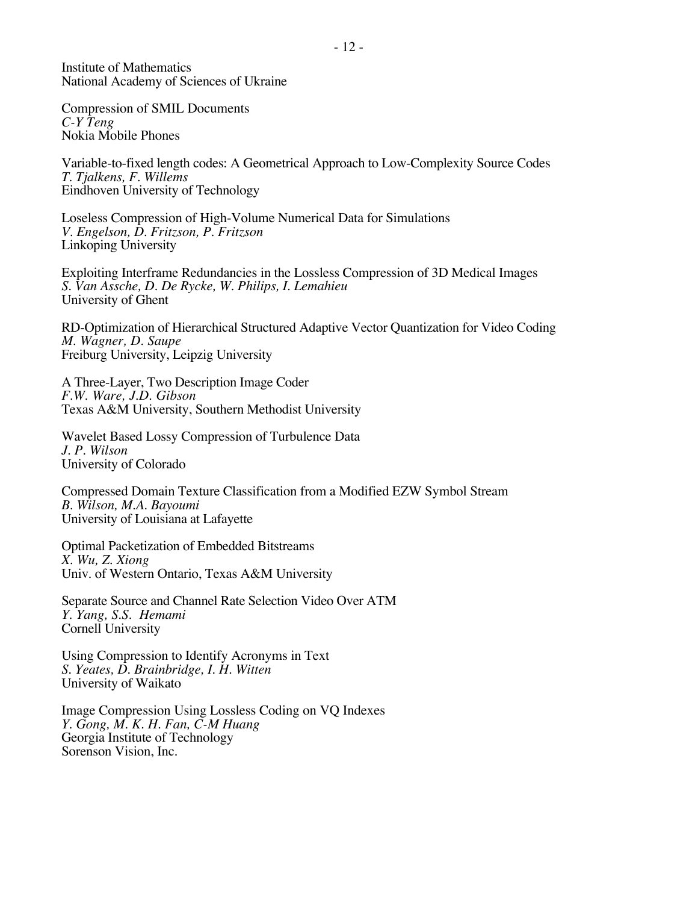Institute of Mathematics
National Academy of Sciences of Ukraine

Compression of SMIL Documents
*C-Y Teng*
Nokia Mobile Phones

Variable-to-fixed length codes: A Geometrical Approach to Low-Complexity Source Codes
*T. Tjalkens, F. Willems*
Eindhoven University of Technology

Loseless Compression of High-Volume Numerical Data for Simulations
*V. Engelson, D. Fritzson, P. Fritzson*
Linkoping University

Exploiting Interframe Redundancies in the Lossless Compression of 3D Medical Images
*S. Van Assche, D. De Rycke, W. Philips, I. Lemahieu*
University of Ghent

RD-Optimization of Hierarchical Structured Adaptive Vector Quantization for Video Coding
*M. Wagner, D. Saupe*
Freiburg University, Leipzig University

A Three-Layer, Two Description Image Coder
*F.W. Ware, J.D. Gibson*
Texas A&M University, Southern Methodist University

Wavelet Based Lossy Compression of Turbulence Data
*J. P. Wilson*
University of Colorado

Compressed Domain Texture Classification from a Modified EZW Symbol Stream
*B. Wilson, M.A. Bayoumi*
University of Louisiana at Lafayette

Optimal Packetization of Embedded Bitstreams
*X. Wu, Z. Xiong*
Univ. of Western Ontario, Texas A&M University

Separate Source and Channel Rate Selection Video Over ATM
*Y. Yang, S.S. Hemami*
Cornell University

Using Compression to Identify Acronyms in Text
*S. Yeates, D. Brainbridge, I. H. Witten*
University of Waikato

Image Compression Using Lossless Coding on VQ Indexes
*Y. Gong, M. K. H. Fan, C-M Huang*
Georgia Institute of Technology
Sorenson Vision, Inc.